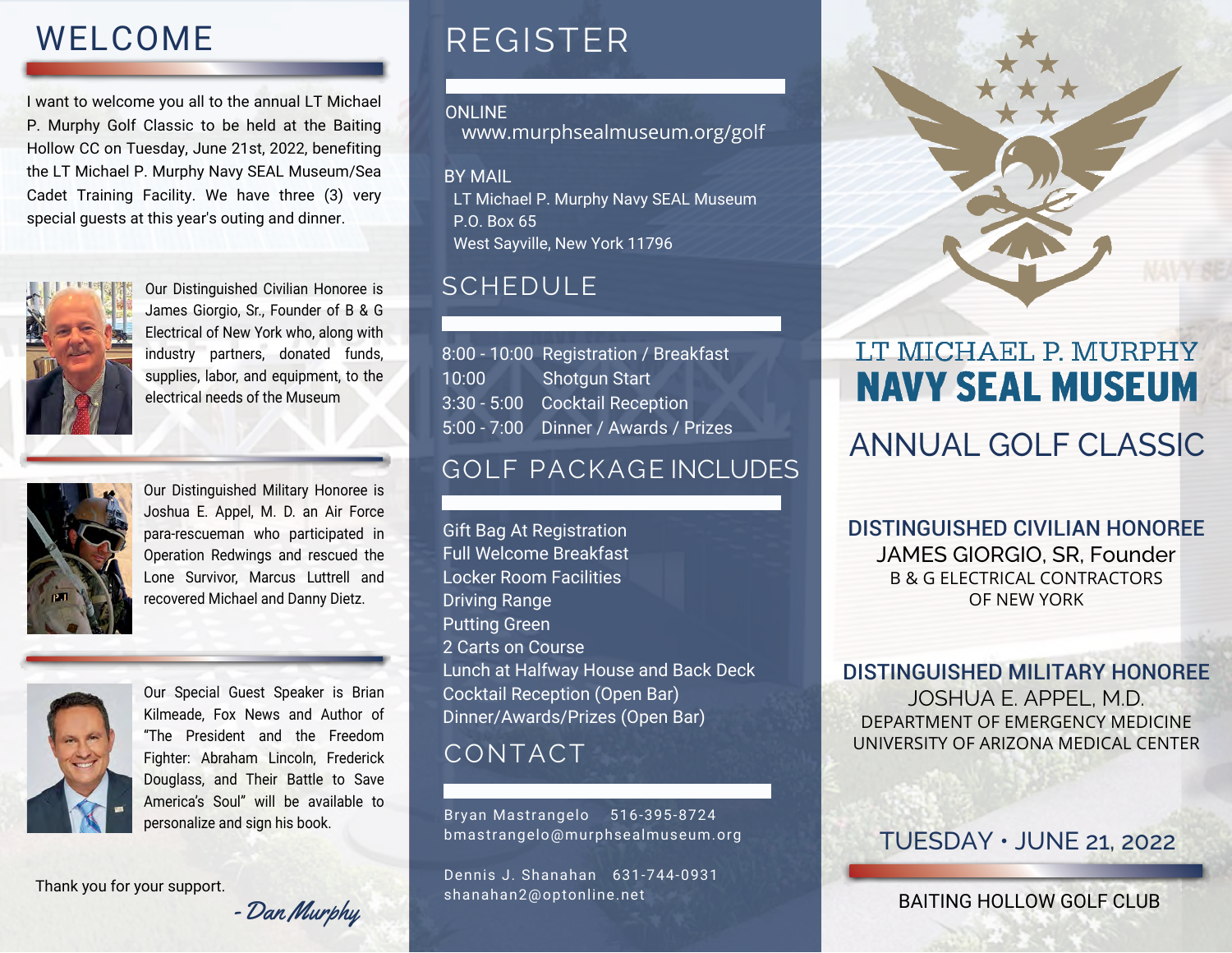# WELCOME

I want to welcome you all to the annual LT Michael P. Murphy Golf Classic to be held at the Baiting Hollow CC on Tuesday, June 21st, 2022, benefiting the LT Michael P. Murphy Navy SEAL Museum/Sea Cadet Training Facility. We have three (3) very special guests at this year's outing and dinner.

Our Distinguished Civilian Honoree is James Giorgio, Sr., Founder of B & G Electrical of New York who, along with industry partners, donated funds, supplies, labor, and equipment, to the electrical needs of the Museum

Our Distinguished Military Honoree is Joshua E. Appel, M. D. an Air Force para-rescueman who participated in Operation Redwings and rescued the Lone Survivor, Marcus Luttrell and recovered Michael and Danny Dietz.

Our Special Guest Speaker is Brian Kilmeade, Fox News and Author of "The President and the Freedom Fighter: Abraham Lincoln, Frederick Douglass, and Their Battle to Save America's Soul" will be available to personalize and sign his book.

Thank you for your support.

*- Dan Murphy*

# REGISTER

ONLINE
www.murphsealmuseum.org/golf

BY MAIL
LT Michael P. Murphy Navy SEAL Museum
P.O. Box 65
West Sayville, New York 11796

# SCHEDULE

| | |
|---|---|
| 8:00 - 10:00 | Registration / Breakfast |
| 10:00 | Shotgun Start |
| 3:30 - 5:00 | Cocktail Reception |
| 5:00 - 7:00 | Dinner / Awards / Prizes |

# GOLF PACKAGE INCLUDES

- Gift Bag At Registration
- Full Welcome Breakfast
- Locker Room Facilities
- Driving Range
- Putting Green
- 2 Carts on Course
- Lunch at Halfway House and Back Deck
- Cocktail Reception (Open Bar)
- Dinner/Awards/Prizes (Open Bar)

# CONTACT

Bryan Mastrangelo 516-395-8724
bmastrangelo@murphsealmuseum.org

Dennis J. Shanahan 631-744-0931
shanahan2@optonline.net

# LT MICHAEL P. MURPHY NAVY SEAL MUSEUM

## ANNUAL GOLF CLASSIC

**DISTINGUISHED CIVILIAN HONOREE**
JAMES GIORGIO, SR, Founder
B & G ELECTRICAL CONTRACTORS
OF NEW YORK

**DISTINGUISHED MILITARY HONOREE**
JOSHUA E. APPEL, M.D.
DEPARTMENT OF EMERGENCY MEDICINE
UNIVERSITY OF ARIZONA MEDICAL CENTER

TUESDAY • JUNE 21, 2022

BAITING HOLLOW GOLF CLUB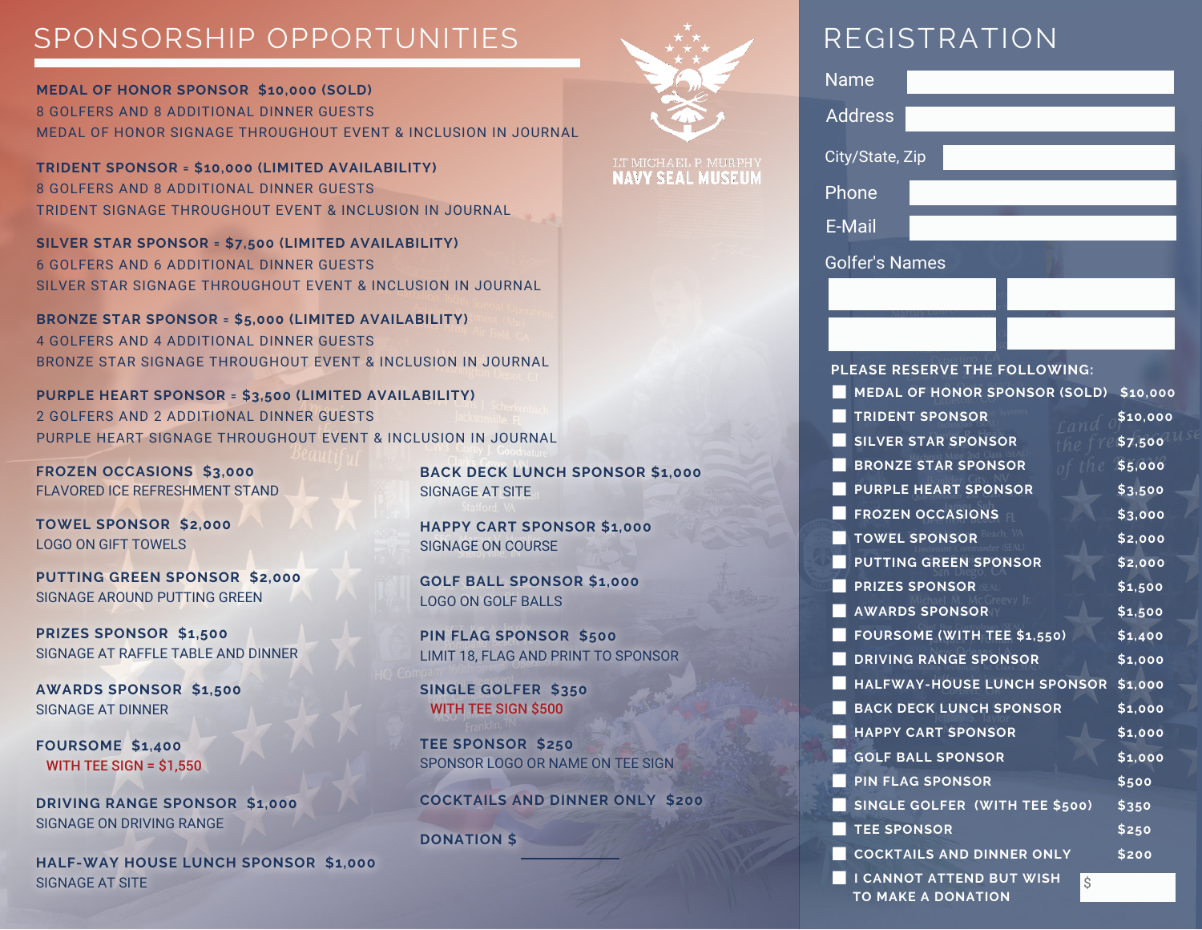# SPONSORSHIP OPPORTUNITIES

**MEDAL OF HONOR SPONSOR $10,000 (SOLD)**
8 GOLFERS AND 8 ADDITIONAL DINNER GUESTS
MEDAL OF HONOR SIGNAGE THROUGHOUT EVENT & INCLUSION IN JOURNAL

**TRIDENT SPONSOR = $10,000 (LIMITED AVAILABILITY)**
8 GOLFERS AND 8 ADDITIONAL DINNER GUESTS
TRIDENT SIGNAGE THROUGHOUT EVENT & INCLUSION IN JOURNAL

**SILVER STAR SPONSOR = $7,500 (LIMITED AVAILABILITY)**
6 GOLFERS AND 6 ADDITIONAL DINNER GUESTS
SILVER STAR SIGNAGE THROUGHOUT EVENT & INCLUSION IN JOURNAL

**BRONZE STAR SPONSOR = $5,000 (LIMITED AVAILABILITY)**
4 GOLFERS AND 4 ADDITIONAL DINNER GUESTS
BRONZE STAR SIGNAGE THROUGHOUT EVENT & INCLUSION IN JOURNAL

**PURPLE HEART SPONSOR = $3,500 (LIMITED AVAILABILITY)**
2 GOLFERS AND 2 ADDITIONAL DINNER GUESTS
PURPLE HEART SIGNAGE THROUGHOUT EVENT & INCLUSION IN JOURNAL

**FROZEN OCCASIONS $3,000**
FLAVORED ICE REFRESHMENT STAND

**TOWEL SPONSOR $2,000**
LOGO ON GIFT TOWELS

**PUTTING GREEN SPONSOR $2,000**
SIGNAGE AROUND PUTTING GREEN

**PRIZES SPONSOR $1,500**
SIGNAGE AT RAFFLE TABLE AND DINNER

**AWARDS SPONSOR $1,500**
SIGNAGE AT DINNER

**FOURSOME $1,400**
WITH TEE SIGN = $1,550

**DRIVING RANGE SPONSOR $1,000**
SIGNAGE ON DRIVING RANGE

**HALF-WAY HOUSE LUNCH SPONSOR $1,000**
SIGNAGE AT SITE

**BACK DECK LUNCH SPONSOR $1,000**
SIGNAGE AT SITE

**HAPPY CART SPONSOR $1,000**
SIGNAGE ON COURSE

**GOLF BALL SPONSOR $1,000**
LOGO ON GOLF BALLS

**PIN FLAG SPONSOR $500**
LIMIT 18, FLAG AND PRINT TO SPONSOR

**SINGLE GOLFER $350**
WITH TEE SIGN $500

**TEE SPONSOR $250**
SPONSOR LOGO OR NAME ON TEE SIGN

**COCKTAILS AND DINNER ONLY $200**

**DONATION $** ____________

LT MICHAEL P. MURPHY
NAVY SEAL MUSEUM

# REGISTRATION

Name ____________

Address ____________

City/State, Zip ____________

Phone ____________

E-Mail ____________

Golfer's Names

____________ ____________

____________ ____________

**PLEASE RESERVE THE FOLLOWING:**

- ☐ MEDAL OF HONOR SPONSOR (SOLD) $10,000
- ☐ TRIDENT SPONSOR $10,000
- ☐ SILVER STAR SPONSOR $7,500
- ☐ BRONZE STAR SPONSOR $5,000
- ☐ PURPLE HEART SPONSOR $3,500
- ☐ FROZEN OCCASIONS $3,000
- ☐ TOWEL SPONSOR $2,000
- ☐ PUTTING GREEN SPONSOR $2,000
- ☐ PRIZES SPONSOR $1,500
- ☐ AWARDS SPONSOR $1,500
- ☐ FOURSOME (WITH TEE $1,550) $1,400
- ☐ DRIVING RANGE SPONSOR $1,000
- ☐ HALFWAY-HOUSE LUNCH SPONSOR $1,000
- ☐ BACK DECK LUNCH SPONSOR $1,000
- ☐ HAPPY CART SPONSOR $1,000
- ☐ GOLF BALL SPONSOR $1,000
- ☐ PIN FLAG SPONSOR $500
- ☐ SINGLE GOLFER (WITH TEE $500) $350
- ☐ TEE SPONSOR $250
- ☐ COCKTAILS AND DINNER ONLY $200
- ☐ I CANNOT ATTEND BUT WISH TO MAKE A DONATION $ ____________